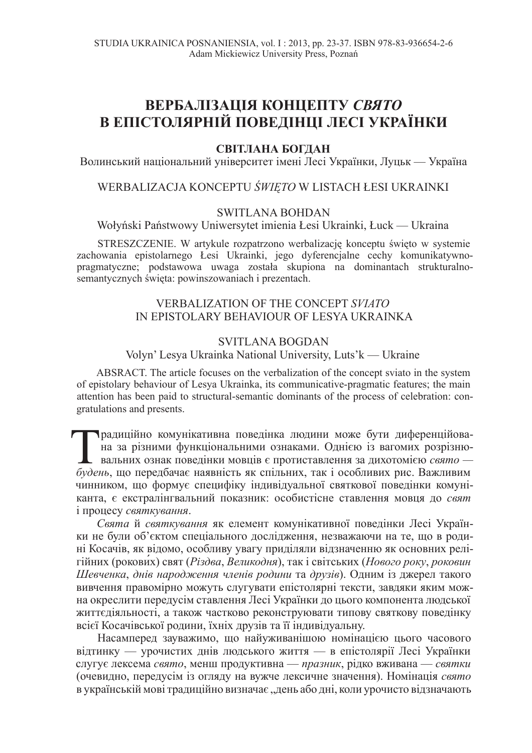STUDIA UKRAINICA POSNANIENSIA, vol. I : 2013, pp. 23-37. ISBN 978-83-936654-2-6
Adam Mickiewicz University Press, Poznań

# ВЕРБАЛІЗАЦІЯ КОНЦЕПТУ *СВЯТО* В ЕПІСТОЛЯРНІЙ ПОВЕДІНЦІ ЛЕСІ УКРАЇНКИ

**СВІТЛАНА БОГДАН**

Волинський національний університет імені Лесі Українки, Луцьк — Україна

WERBALIZACJA KONCEPTU *ŚWIĘTO* W LISTACH ŁESI UKRAINKI

SWITLANA BOHDAN

Wołyński Państwowy Uniwersytet imienia Łesi Ukrainki, Łuck — Ukraina

STRESZCZENIE. W artykule rozpatrzono werbalizację konceptu święto w systemie zachowania epistolarnego Łesi Ukrainki, jego dyferencjalne cechy komunikatywno-pragmatyczne; podstawowa uwaga została skupiona na dominantach strukturalno-semantycznych święta: powinszowaniach i prezentach.

VERBALIZATION OF THE CONCEPT *SVIATO* IN EPISTOLARY BEHAVIOUR OF LESYA UKRAINKA

SVITLANA BOGDAN

Volyn' Lesya Ukrainka National University, Luts'k — Ukraine

ABSRACT. The article focuses on the verbalization of the concept sviato in the system of epistolary behaviour of Lesya Ukrainka, its communicative-pragmatic features; the main attention has been paid to structural-semantic dominants of the process of celebration: congratulations and presents.

Традиційно комунікативна поведінка людини може бути диференційована за різними функціональними ознаками. Однією із вагомих розрізнювальних ознак поведінки мовців є протиставлення за дихотомією *свято — будень*, що передбачає наявність як спільних, так і особливих рис. Важливим чинником, що формує специфіку індивідуальної святкової поведінки комуніканта, є екстралінгвальний показник: особистісне ставлення мовця до *свят* і процесу *святкування*.

*Свята* й *святкування* як елемент комунікативної поведінки Лесі Українки не були об'єктом спеціального дослідження, незважаючи на те, що в родині Косачів, як відомо, особливу увагу приділяли відзначенню як основних релігійних (рокови́х) свят (*Різдва*, *Великодня*), так і світських (*Нового року*, *роковин Шевченка*, *днів народження членів родини* та *друзів*). Одним із джерел такого вивчення правомірно можуть слугувати епістолярні тексти, завдяки яким можна окреслити передусім ставлення Лесі Українки до цього компонента людської життєдіяльності, а також частково реконструювати типову святкову поведінку всієї Косачівської родини, їхніх друзів та її індивідуальну.

Насамперед зауважимо, що найуживанішою номінацією цього часового відтинку — урочистих днів людського життя — в епістолярії Лесі Українки слугує лексема *свято*, менш продуктивна — *празник*, рідко вживана — *святки* (очевидно, передусім із огляду на вужче лексичне значення). Номінація *свято* в українській мові традиційно визначає „день або дні, коли урочисто відзначають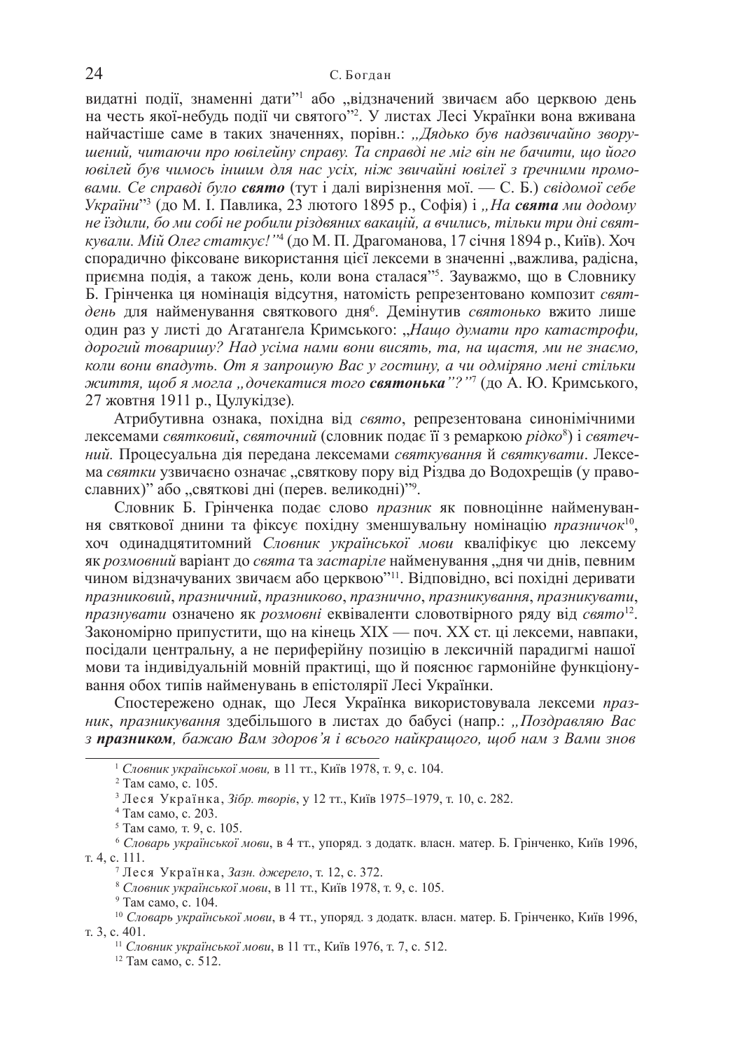видатні події, знаменні дати"[1] або „відзначений звичаєм або церквою день на честь якої-небудь події чи святого"[2]. У листах Лесі Українки вона вживана найчастіше саме в таких значеннях, порівн.: „*Дядько був надзвичайно зворушений, читаючи про ювілейну справу. Та справді не міг він не бачити, що його ювілей був чимось іншим для нас усіх, ніж звичайні ювілеї з ґречними промовами. Се справді було* ***свято*** (тут і далі вирізнення мої. — С. Б.) *свідомої себе України*"[3] (до М. І. Павлика, 23 лютого 1895 р., Софія) і „*На* ***свята*** *ми додому не їздили, бо ми собі не робили різдвяних вакацій, а вчились, тільки три дні святкували. Мій Олег статкує!*"[4] (до М. П. Драгоманова, 17 січня 1894 р., Київ). Хоч спорадично фіксоване використання цієї лексеми в значенні „важлива, радісна, приємна подія, а також день, коли вона сталася"[5]. Зауважмо, що в Словнику Б. Грінченка ця номінація відсутня, натомість репрезентовано композит *святдень* для найменування святкового дня[6]. Демінутив *святонько* вжито лише один раз у листі до Агатангела Кримського: „*Нащо думати про катастрофи, дорогий товаришу? Над усіма нами вони висять, та, на щастя, ми не знаємо, коли вони впадуть. От я запрошую Вас у гостину, а чи одміряно мені стільки життя, щоб я могла „дочекатися того* ***святонька****"?*"[7] (до А. Ю. Кримського, 27 жовтня 1911 р., Цулукідзе).

Атрибутивна ознака, похідна від *свято*, репрезентована синонімічними лексемами *святковий*, *святочний* (словник подає її з ремаркою *рідко*[8]) і *святечний.* Процесуальна дія передана лексемами *святкування* й *святкувати*. Лексема *святки* узвичаєно означає „святкову пору від Різдва до Водохрещів (у православних)" або „святкові дні (перев. великодні)"[9].

Словник Б. Грінченка подає слово *празник* як повноцінне найменування святкової днини та фіксує похідну зменшувальну номінацію *празничок*[10], хоч одинадцятитомний *Словник української мови* кваліфікує цю лексему як *розмовний* варіант до *свята* та *застаріле* найменування „дня чи днів, певним чином відзначуваних звичаєм або церквою"[11]. Відповідно, всі похідні дериви *празниковий*, *празничний*, *празниково*, *празнично*, *празникування*, *празникувати*, *празнувати* означено як *розмовні* еквіваленти словотвірного ряду від *свято*[12]. Закономірно припустити, що на кінець XIX — поч. XX ст. ці лексеми, навпаки, посідали центральну, а не периферійну позицію в лексичній парадигмі нашої мови та індивідуальній мовній практиці, що й пояснює гармонійне функціонування обох типів найменувань в епістолярії Лесі Українки.

Спостережено однак, що Леся Українка використовувала лексеми *празник*, *празникування* здебільшого в листах до бабусі (напр.: „*Поздравляю Вас з* ***празником****, бажаю Вам здоров'я і всього найкращого, щоб нам з Вами знов*

---

[1] *Словник української мови,* в 11 тт., Київ 1978, т. 9, с. 104.

[2] Там само, с. 105.

[3] Леся Українка, *Зібр. творів*, у 12 тт., Київ 1975–1979, т. 10, с. 282.

[4] Там само, с. 203.

[5] Там само*,* т. 9, с. 105.

[6] *Словарь української мови*, в 4 тт., упоряд. з додатк. власн. матер. Б. Грінченко, Київ 1996, т. 4, с. 111.

[7] Леся Українка, *Зазн. джерело*, т. 12, с. 372.

[8] *Словник української мови*, в 11 тт., Київ 1978, т. 9, с. 105.

[9] Там само, с. 104.

[10] *Словарь української мови*, в 4 тт., упоряд. з додатк. власн. матер. Б. Грінченко, Київ 1996, т. 3, с. 401.

[11] *Словник української мови*, в 11 тт., Київ 1976, т. 7, с. 512.

[12] Там само, с. 512.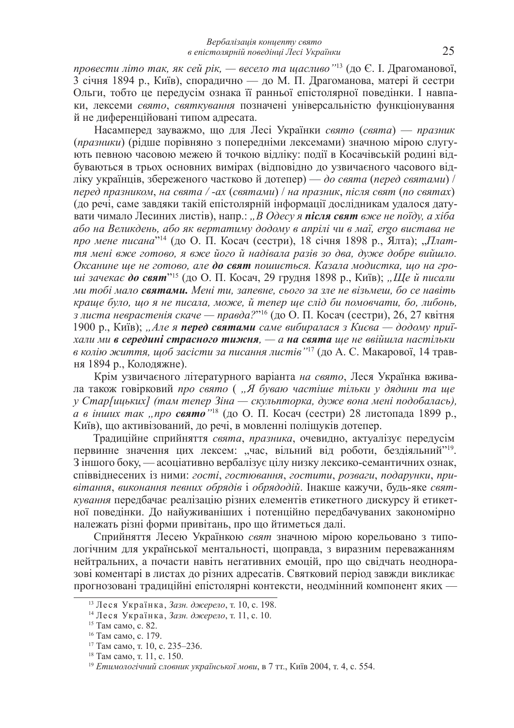*провести літо так, як сей рік, — весело та щасливо"*[13] (до Є. І. Драгоманової, 3 січня 1894 р., Київ), спорадично — до М. П. Драгоманова, матері й сестри Ольги, тобто це передусім ознака її ранньої епістолярної поведінки. І навпаки, лексеми *свято*, *святкування* позначені універсальністю функціонування й не диференційовані типом адресата.

Насамперед зауважмо, що для Лесі Українки *свято* (*свята*) — *празник* (*празники*) (рідше порівняно з попередніми лексемами) значною мірою слугують певною часовою межею й точкою відліку: події в Косачівській родині відбуваються в трьох основних вимірах (відповідно до узвичаєного часового відліку українців, збереженого частково й дотепер) — *до свята* (*перед святами*) / *перед празником*, *на свята / -ах* (*святами*) / *на празник*, *після свят* (*по святах*) (до речі, саме завдяки такій епістолярній інформації дослідникам удалося датувати чимало Лесиних листів), напр.: *„В Одесу я* ***після свят*** *вже не поїду, а хіба або на Великдень, або як вертатиму додому в апрілі чи в маї, ergo вистава не про мене писана*"[14] (до О. П. Косач (сестри), 18 січня 1898 р., Ялта); „*Плаття мені вже готово, я вже його й надівала разів зо два, дуже добре вийшло. Оксанине ще не готово, але* ***до свят*** *пошиється. Казала модистка, що на гроші зачекає* ***до свят***"[15] (до О. П. Косач, 29 грудня 1898 р., Київ); *„Ще й писали ми тобі мало* ***святами.*** *Мені ти, запевне, сього за зле не візьмеш, бо се навіть краще було, що я не писала, може, й тепер ще слід би помовчати, бо, либонь, з листа неврастенія скаче — правда?*"[16] (до О. П. Косач (сестри), 26, 27 квітня 1900 р., Київ); *„Але я* ***перед святами*** *саме вибиралася з Києва — додому приїхали ми* ***в середині страсного тижня****, — а* ***на свята*** *ще не ввійшла настільки в колію життя, щоб засісти за писання листів"*[17] (до А. С. Макарової, 14 травня 1894 р., Колодяжне).

Крім узвичаєного літературного варіанта *на свято*, Леся Українка вживала також говірковий *про свято* ( *„Я буваю частіше тільки у дядини та ще у Стар[ицьких] (там тепер Зіна — скульпторка, дуже вона мені подобалась), а в інших так „про* ***свято****"*[18] (до О. П. Косач (сестри) 28 листопада 1899 р., Київ), що активізований, до речі, в мовленні поліщуків дотепер.

Традиційне сприйняття *свята*, *празника*, очевидно, актуалізує передусім первинне значення цих лексем: „час, вільний від роботи, бездіяльний"[19]. З іншого боку, — асоціативно вербалізує цілу низку лексико-семантичних ознак, співвіднесених із ними: *гості*, *гостювання*, *гостити*, *розваги*, *подарунки*, *привітання*, *виконання певних обрядів* і *обрядодій*. Інакше кажучи, будь-яке *святкування* передбачає реалізацію різних елементів етикетного дискурсу й етикетної поведінки. До найуживаніших і потенційно передбачуваних закономірно належать різні форми привітань, про що йтиметься далі.

Сприйняття Лесею Українкою *свят* значною мірою корельовано з типологічним для української ментальності, щоправда, з виразним переважанням нейтральних, а почасти навіть негативних емоцій, про що свідчать неодноразові коментарі в листах до різних адресатів. Святковий період завжди викликає прогнозовані традиційні епістолярні контексти, неодмінний компонент яких —

---

[13] Леся Українка, *Зазн. джерело*, т. 10, с. 198.

[14] Леся Українка, *Зазн. джерело*, т. 11, с. 10.

[15] Там само, с. 82.

[16] Там само, с. 179.

[17] Там само, т. 10, с. 235–236.

[18] Там само, т. 11, с. 150.

[19] *Етимологічний словник української мови*, в 7 тт., Київ 2004, т. 4, с. 554.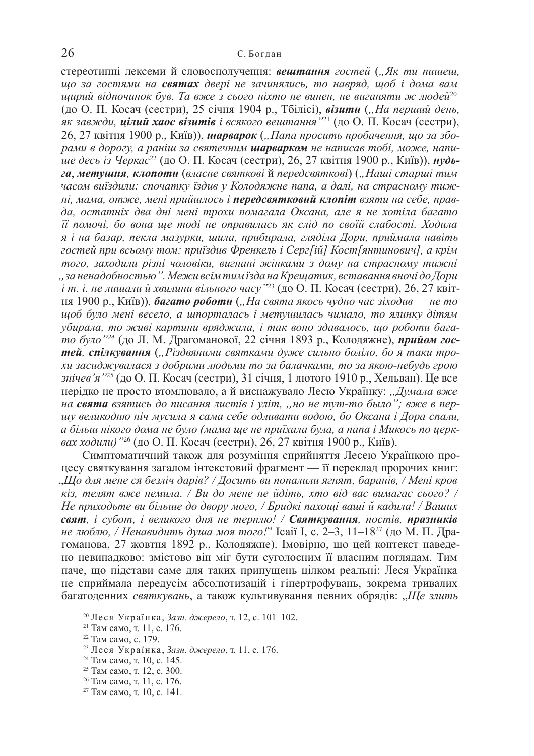стереотипні лексеми й словосполучення: ***вештання*** *гостей* (*„Як ти пишеш, що за гостями на* ***святах*** *двері не зачинялись, то навряд, щоб і дома вам щирий відпочинок був. Та вже з сього ніхто не винен, не виганяти ж людей*[20] (до О. П. Косач (сестри), 25 січня 1904 р., Тбілісі), ***візити*** (*„На перший день, як завжди,* ***цілий хаос візитів*** *і всякого вештання"*[21] (до О. П. Косач (сестри), 26, 27 квітня 1900 р., Київ)), ***шарварок*** (*„Папа просить пробачення, що за зборами в дорогу, а раніш за святечним* ***шарварком*** *не написав тобі, може, напише десь із Черкас*[22] (до О. П. Косач (сестри), 26, 27 квітня 1900 р., Київ)), ***нудьга***, ***метушня***, ***клопоти*** (*власне святкові* й *передсвяткові*) (*„Наші старші тим часом виїздили: спочатку їздив у Колодяжне папа, а далі, на страсному тижні, мама, отже, мені прийшлось і* ***передсвятковий клопіт*** *взяти на себе, правда, останніх два дні мені трохи помагала Оксана, але я не хотіла багато її помочі, бо вона ще тоді не оправилась як слід по своїй слабості. Ходила я і на базар, пекла мазурки, шила, прибирала, гляділа Дори, приймала навіть гостей при всьому том: приїздив Френкель і Серг[ій] Кост[янтинович], а крім того, заходили різні чоловіки, вигнані жінками з дому на страсному тижні „за ненадобностью". Межи всім тим їзда на Крещатик, вставання вночі до Дори і т. і. не лишали й хвилини вільного часу"*[23] (до О. П. Косач (сестри), 26, 27 квітня 1900 р., Київ)), ***багато роботи*** (*„На свята якось чудно час зіходив — не то щоб було мені весело, а шпорталась і метушилась чимало, то ялинку дітям убирала, то живі картини вряджала, і так воно здавалось, що роботи багато було"*[24] (до Л. М. Драгоманової, 22 січня 1893 р., Колодяжне), ***прийом гостей***, ***спілкування*** (*„Різдвяними святками дуже сильно боліло, бо я таки трохи засиджувалася з добрими людьми то за балачками, то за якою-небудь грою знічев'я"*[25] (до О. П. Косач (сестри), 31 січня, 1 лютого 1910 р., Хельван). Це все нерідко не просто втомлювало, а й виснажувало Лесю Українку: *„Думала вже на* ***свята*** *взятись до писання листів і уліт, „но не тут-то было"; вже в першу великодню ніч мусила я сама себе одливати водою, бо Оксана і Дора спали, а більш нікого дома не було (мама ще не приїхала була, а папа і Микось по церквах ходили)"*[26] (до О. П. Косач (сестри), 26, 27 квітня 1900 р., Київ).

Симптоматичний також для розуміння сприйняття Лесею Українкою процесу святкування загалом інтекстовий фрагмент — її переклад пророчих книг: „*Що для мене ся безліч дарів? / Досить ви попалили ягнят, баранів, / Мені кров кіз, телят вже немила. / Ви до мене не йдіть, хто від вас вимагає сього? / Не приходьте ви більше до двору мого, / Бридкі пахощі ваші й кадила! / Ваших* ***свят****, і субот, і великого дня не терплю! /* ***Святкування****, постів,* ***празників*** *не люблю, / Ненавидить душа моя того!*" Ісаї І, с. 2–3, 11–18[27] (до М. П. Драгоманова, 27 жовтня 1892 р., Колодяжне). Імовірно, що цей контекст наведено невипадково: змістово він міг бути суголосним її власним поглядам. Тим паче, що підстави саме для таких припущень цілком реальні: Леся Українка не сприймала передусім абсолютизацій і гіпертрофувань, зокрема тривалих багатоденних *святкувань*, а також культивування певних обрядів: „*Ще злить*

[20] Леся Українка, *Зазн. джерело*, т. 12, с. 101–102.

[21] Там само, т. 11, с. 176.

[22] Там само, с. 179.

[23] Леся Українка, *Зазн. джерело*, т. 11, с. 176.

[24] Там само, т. 10, с. 145.

[25] Там само, т. 12, с. 300.

[26] Там само, т. 11, с. 176.

[27] Там само, т. 10, с. 141.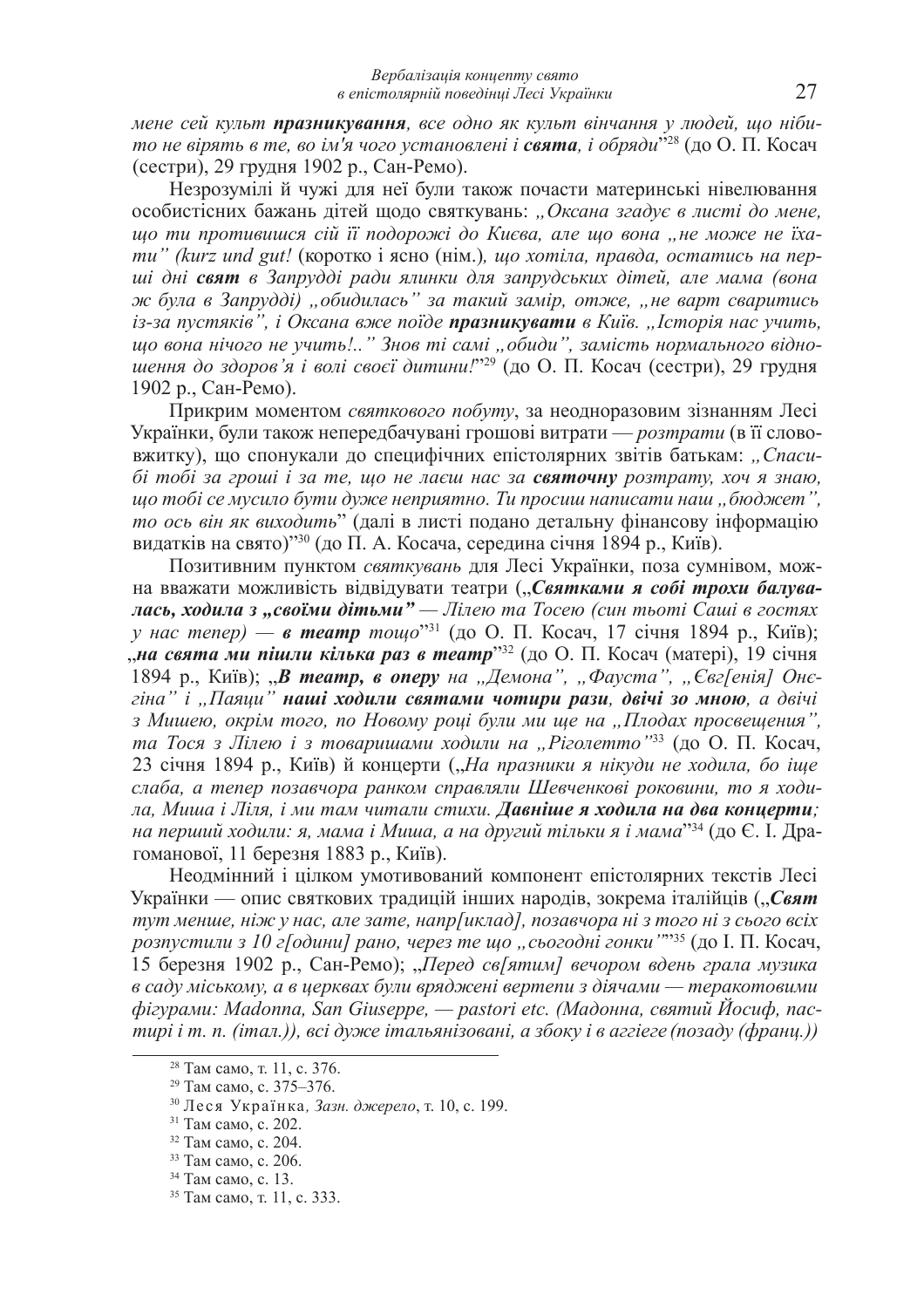*мене сей культ* ***празникування****, все одно як культ вінчання у людей, що нібито не вірять в те, во ім'я чого установлені і* ***свята****, і обряди*"[28] (до О. П. Косач (сестри), 29 грудня 1902 р., Сан-Ремо).

Незрозумілі й чужі для неї були також почасти материнські нівелювання особистісних бажань дітей щодо святкувань: *„Оксана згадує в листі до мене, що ти противишся сій її подорожі до Києва, але що вона „не може не їхати" (kurz und gut!* (коротко і ясно (нім.)*, що хотіла, правда, остатись на перші дні* ***свят*** *в Запрудді ради ялинки для запрудських дітей, але мама (вона ж була в Запрудді) „обидилась" за такий замір, отже, „не варт сваритись із-за пустяків", і Оксана вже поїде* ***празникувати*** *в Київ. „Історія нас учить, що вона нічого не учить!.." Знов ті самі „обиди", замість нормального відношення до здоров'я і волі своєї дитини!*"[29] (до О. П. Косач (сестри), 29 грудня 1902 р., Сан-Ремо).

Прикрим моментом *святкового побуту*, за неодноразовим зізнанням Лесі Українки, були також непередбачувані грошові витрати — *розтрати* (в її слововжитку), що спонукали до специфічних епістолярних звітів батькам: *„Спасибі тобі за гроші і за те, що не лаєш нас за* ***святочну*** *розтрату, хоч я знаю, що тобі се мусило бути дуже неприятно. Ти просиш написати наш „бюджет", то ось він як виходить*" (далі в листі подано детальну фінансову інформацію видатків на свято)"[30] (до П. А. Косача, середина січня 1894 р., Київ).

Позитивним пунктом *святкувань* для Лесі Українки, поза сумнівом, можна вважати можливість відвідувати театри („***Святками я собі трохи балувалась, ходила з „своїми дітьми"*** *— Лілею та Тосею (син тьоті Саші в гостях у нас тепер) —* ***в театр*** *тощо*"[31] (до О. П. Косач, 17 січня 1894 р., Київ); „***на свята ми пішли кілька раз в театр***"[32] (до О. П. Косач (матері), 19 січня 1894 р., Київ); „***В театр, в оперу*** *на „Демона", „Фауста", „Євг[енія] Онєгіна" і „Паяци"* ***наші ходили святами чотири рази****,* ***двічі зо мною****, а двічі з Мишею, окрім того, по Новому році були ми ще на „Плодах просвещения", та Тося з Лілею і з товаришами ходили на „Ріголетто"*[33] (до О. П. Косач, 23 січня 1894 р., Київ) й концерти („*На празники я нікуди не ходила, бо іще слаба, а тепер позавчора ранком справляли Шевченкові роковини, то я ходила, Миша і Ліля, і ми там читали стихи.* ***Давніше я ходила на два концерти****; на перший ходили: я, мама і Миша, а на другий тільки я і мама*"[34] (до Є. І. Драгоманової, 11 березня 1883 р., Київ).

Неодмінний і цілком умотивований компонент епістолярних текстів Лесі Українки — опис святкових традицій інших народів, зокрема італійців („***Свят*** *тут менше, ніж у нас, але зате, напр[иклад], позавчора ні з того ні з сього всіх розпустили з 10 г[одини] рано, через те що „сьогодні гонки"*"[35] (до І. П. Косач, 15 березня 1902 р., Сан-Ремо); „*Перед св[ятим] вечором вдень грала музика в саду міському, а в церквах були вряджені вертепи з діячами — теракотовими фігурами: Madonna, San Giuseppe, — pastori etc. (Мадонна, святий Йосиф, пастирі і т. п. (італ.)), всі дуже італьянізовані, а збоку і в aггіеге (позаду (франц.))*

[28] Там само, т. 11, с. 376.

[29] Там само, с. 375–376.

[30] Леся Українка, *Зазн. джерело*, т. 10, с. 199.

[31] Там само, с. 202.

[32] Там само, с. 204.

[33] Там само, с. 206.

[34] Там само, с. 13.

[35] Там само, т. 11, с. 333.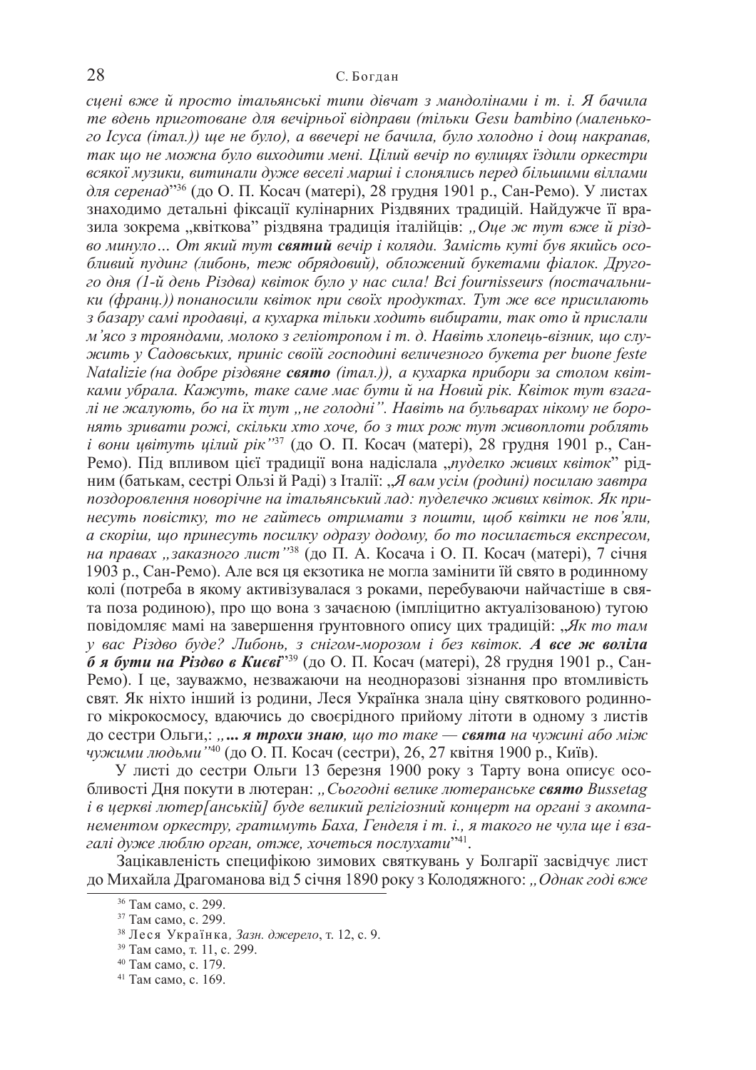*сцені вже й просто італьянські типи дівчат з мандолінами і т. і. Я бачила те вдень приготоване для вечірньої відправи (тільки Gesu bambino (маленького Ісуса (італ.)) ще не було), а ввечері не бачила, було холодно і дощ накрапав, так що не можна було виходити мені. Цілий вечір по вулицях їздили оркестри всякої музики, витинали дуже веселі марші і слонялись перед більшими віллами для серенад*"[36] (до О. П. Косач (матері), 28 грудня 1901 р., Сан-Ремо). У листах знаходимо детальні фіксації кулінарних Різдвяних традицій. Найдужче її вразила зокрема „квіткова" різдвяна традиція італійців: *„Оце ж тут вже й різдво минуло… От який тут **святий** вечір і коляди. Замість куті був якийсь особливий пудинг (либонь, теж обрядовий), обложений букетами фіалок. Другого дня (1-й день Різдва) квіток було у нас сила! Всі fournisseurs (постачальники (франц.)) понаносили квіток при своїх продуктах. Тут же все присилають з базару самі продавці, а кухарка тільки ходить вибирати, так ото й прислали м'ясо з трояндами, молоко з геліотропом і т. д. Навіть хлопець-візник, що служить у Садовських, приніс своїй господині величезного букета per buone feste Natalizie (на добре різдвяне **свято** (італ.)), а кухарка прибори за столом квітками убрала. Кажуть, таке саме має бути й на Новий рік. Квіток тут взагалі не жалують, бо на їх тут „не голодні". Навіть на бульварах нікому не боронять зривати рожі, скільки хто хоче, бо з тих рож тут живоплоти роблять і вони цвітуть цілий рік"*[37] (до О. П. Косач (матері), 28 грудня 1901 р., Сан-Ремо). Під впливом цієї традиції вона надіслала „*пуделко живих квіток*" рідним (батькам, сестрі Ользі й Раді) з Італії: „*Я вам усім (родині) посилаю завтра поздоровлення новорічне на італьянський лад: пуделечко живих квіток. Як принесуть повістку, то не гайтесь отримати з пошти, щоб квітки не пов'яли, а скоріш, що принесуть посилку одразу додому, бо то посилається експресом, на правах „заказного лист"*[38] (до П. А. Косача і О. П. Косач (матері), 7 січня 1903 р., Сан-Ремо). Але вся ця екзотика не могла замінити їй свято в родинному колі (потреба в якому активізувалася з роками, перебуваючи найчастіше в свята поза родиною), про що вона з зачаєною (імпліцитно актуалізованою) тугою повідомляє мамі на завершення ґрунтовного опису цих традицій: „*Як то там у вас Різдво буде? Либонь, з снігом-морозом і без квіток. **А все ж воліла б я бути на Різдво в Києві***"[39] (до О. П. Косач (матері), 28 грудня 1901 р., Сан-Ремо). І це, зауважмо, незважаючи на неодноразові зізнання про втомливість свят. Як ніхто інший із родини, Леся Українка знала ціну святкового родинного мікрокосмосу, вдаючись до своєрідного прийому літоти в одному з листів до сестри Ольги,: *„**… я трохи знаю**, що то таке — **свята** на чужині або між чужими людьми"*[40] (до О. П. Косач (сестри), 26, 27 квітня 1900 р., Київ).

У листі до сестри Ольги 13 березня 1900 року з Тарту вона описує особливості Дня покути в лютеран: *„Сьогодні велике лютеранське **свято** Bussetag і в церкві лютер[анській] буде великий релігіозний концерт на органі з акомпанементом оркестру, гратимуть Баха, Генделя і т. і., я такого не чула ще і взагалі дуже люблю орган, отже, хочеться послухати*"[41].

Зацікавленість специфікою зимових святкувань у Болгарії засвідчує лист до Михайла Драгоманова від 5 січня 1890 року з Колодяжного: *„Однак годі вже*

---

[36] Там само, с. 299.
[37] Там само, с. 299.
[38] Леся Українка, *Зазн. джерело*, т. 12, с. 9.
[39] Там само, т. 11, с. 299.
[40] Там само, с. 179.
[41] Там само, с. 169.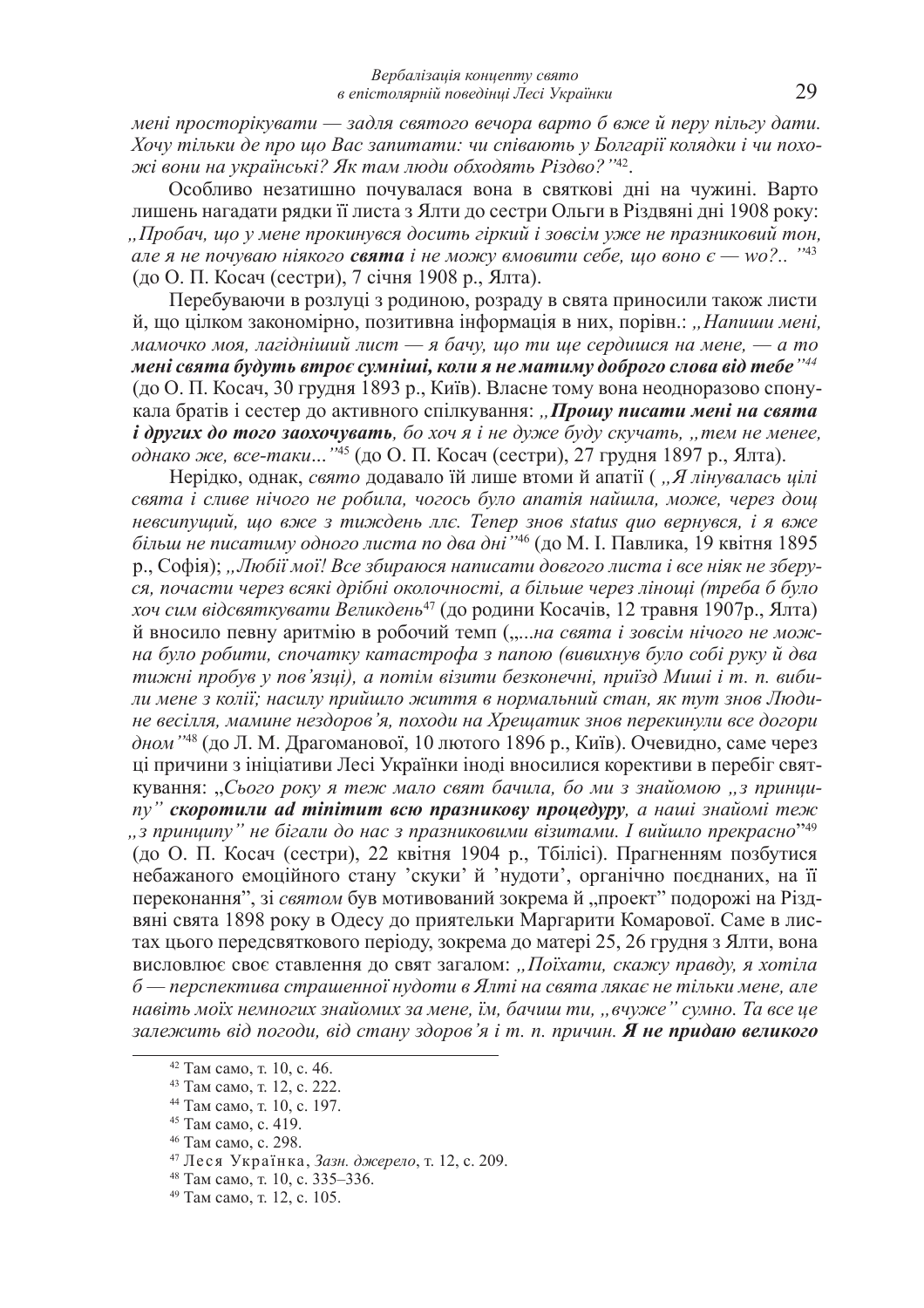*мені просторікувати — задля святого вечора варто б вже й перу пільгу дати. Хочу тільки де про що Вас запитати: чи співають у Болгарії колядки і чи похожі вони на українські? Як там люди обходять Різдво?"*[42].

Особливо незатишно почувалася вона в святкові дні на чужині. Варто лишень нагадати рядки її листа з Ялти до сестри Ольги в Різдвяні дні 1908 року: *„Пробач, що у мене прокинувся досить гіркий і зовсім уже не празниковий тон, але я не почуваю ніякого* ***свята*** *і не можу вмовити себе, що воно є — wo?.. "*[43] (до О. П. Косач (сестри), 7 січня 1908 р., Ялта).

Перебуваючи в розлуці з родиною, розраду в свята приносили також листи й, що цілком закономірно, позитивна інформація в них, порівн.: *„Напиши мені, мамочко моя, лагідніший лист — я бачу, що ти ще сердишся на мене, — а то* ***мені свята будуть втроє сумніші, коли я не матиму доброго слова від тебе****"*[44] (до О. П. Косач, 30 грудня 1893 р., Київ). Власне тому вона неодноразово спонукала братів і сестер до активного спілкування: *„****Прошу писати мені на свята і других до того заохочувать****, бо хоч я і не дуже буду скучать, „тем не менее, однако же, все-таки..."*[45] (до О. П. Косач (сестри), 27 грудня 1897 р., Ялта).

Нерідко, однак, *свято* додавало їй лише втоми й апатії ( *„Я лінувалась цілі свята і сливе нічого не робила, чогось було апатія найшла, може, через дощ невсипущий, що вже з тиждень ллє. Тепер знов status quo вернувся, і я вже більш не писатиму одного листа по два дні"*[46] (до М. І. Павлика, 19 квітня 1895 р., Софія); *„Любії мої! Все збираюся написати довгого листа і все ніяк не зберуся, почасти через всякі дрібні околочності, а більше через лінощі (треба б було хоч сим відсвяткувати Великдень*[47] (до родини Косачів, 12 травня 1907р., Ялта) й вносило певну аритмію в робочий темп (*„...на свята і зовсім нічого не можна було робити, спочатку катастрофа з папою (вивихнув було собі руку й два тижні пробув у пов'язці), а потім візити безконечні, приїзд Миші і т. п. вибили мене з колії; насилу прийшло життя в нормальний стан, як тут знов Людине весілля, мамине нездоров'я, походи на Хрещатик знов перекинули все догори дном"*[48] (до Л. М. Драгоманової, 10 лютого 1896 р., Київ). Очевидно, саме через ці причини з ініціативи Лесі Українки іноді вносилися корективи в перебіг святкування: „*Сього року я теж мало свят бачила, бо ми з знайомою „з принципу"* ***скоротили ad minimum всю празникову процедуру****, а наші знайомі теж „з принципу" не бігали до нас з празниковими візитами. І вийшло прекрасно*"[49] (до О. П. Косач (сестри), 22 квітня 1904 р., Тбілісі). Прагненням позбутися небажаного емоційного стану 'скуки' й 'нудоти', органічно поєднаних, на її переконання", зі *святом* був мотивований зокрема й „проект" подорожі на Різдвяні свята 1898 року в Одесу до приятельки Маргарити Комарової. Саме в листах цього передсвяткового періоду, зокрема до матері 25, 26 грудня з Ялти, вона висловлює своє ставлення до свят загалом: *„Поїхати, скажу правду, я хотіла б — перспектива страшенної нудоти в Ялті на свята лякає не тільки мене, але навіть моїх немногих знайомих за мене, їм, бачиш ти, „вчуже" сумно. Та все це залежить від погоди, від стану здоров'я і т. п. причин.* ***Я не придаю великого***

[42] Там само, т. 10, с. 46.
[43] Там само, т. 12, с. 222.
[44] Там само, т. 10, с. 197.
[45] Там само, с. 419.
[46] Там само, с. 298.
[47] Леся Українка, *Зазн. джерело*, т. 12, с. 209.
[48] Там само, т. 10, с. 335–336.
[49] Там само, т. 12, с. 105.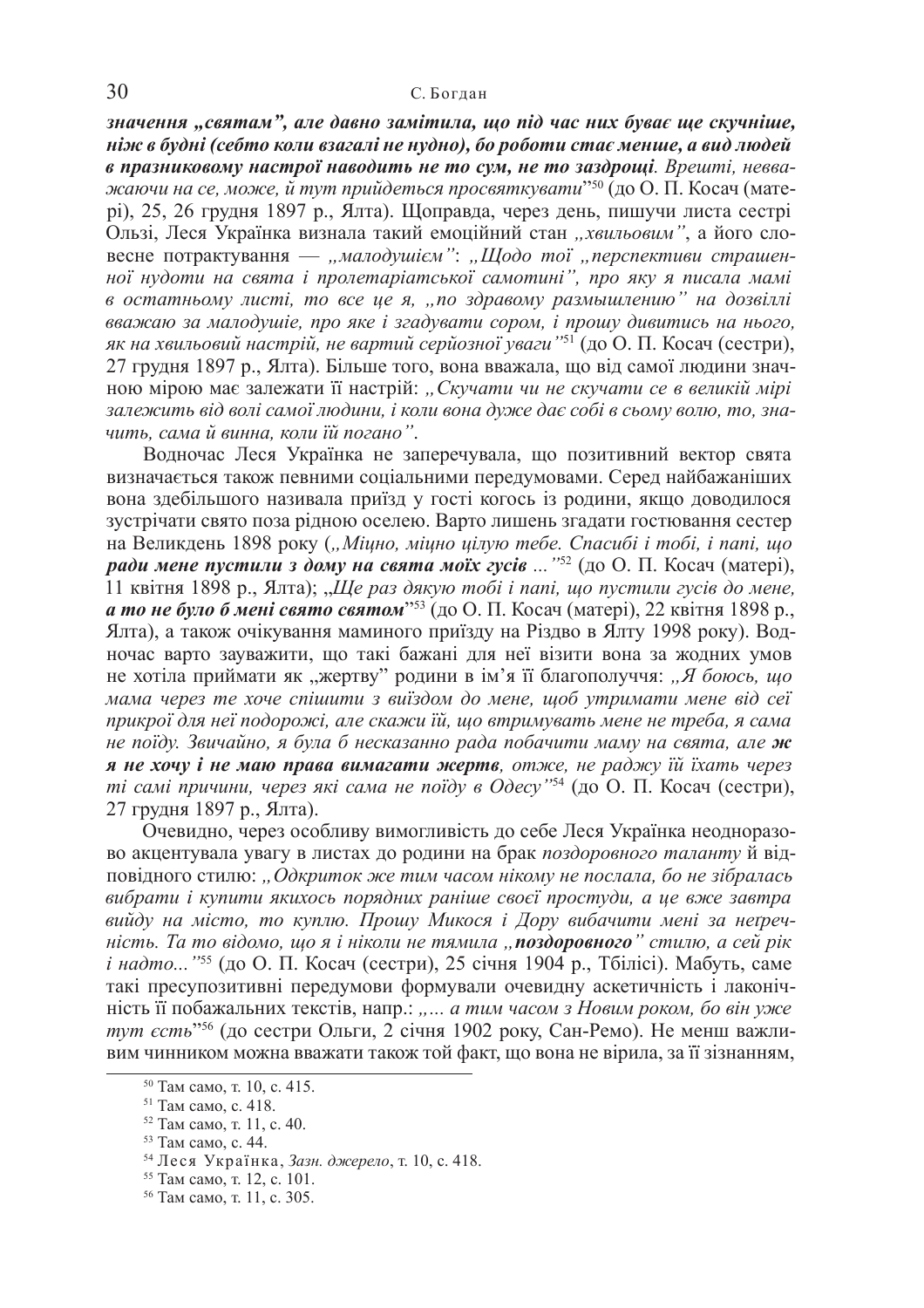***значення „святам", але давно замітила, що під час них буває ще скучніше, ніж в будні (себто коли взагалі не нудно), бо роботи стає менше, а вид людей в празниковому настрої наводить не то сум, не то заздрощі****. Врешті, невважаючи на се, може, й тут прийдеться просвяткувати*"[50] (до О. П. Косач (матері), 25, 26 грудня 1897 р., Ялта). Щоправда, через день, пишучи листа сестрі Ользі, Леся Українка визнала такий емоційний стан *„хвильовим"*, а його словесне потрактування — *„малодушієм"*: *„Щодо тої „перспективи страшенної нудоти на свята і пролетаріатської самотині", про яку я писала мамі в остатньому листі, то все це я, „по здравому размышленю" на дозвіллі вважаю за малодушіє, про яке і згадувати сором, і прошу дивитись на нього, як на хвильовий настрій, не вартий серйозної уваги"*[51] (до О. П. Косач (сестри), 27 грудня 1897 р., Ялта). Більше того, вона вважала, що від самої людини значною мірою має залежати її настрій: *„Скучати чи не скучати се в великій мірі залежить від волі самої людини, і коли вона дуже дає собі в сьому волю, то, значить, сама й винна, коли їй погано"*.

Водночас Леся Українка не заперечувала, що позитивний вектор свята визначається також певними соціальними передумовами. Серед найбажаніших вона здебільшого називала приїзд у гості когось із родини, якщо доводилося зустрічати свято поза рідною оселею. Варто лишень згадати гостювання сестер на Великдень 1898 року (*„Міцно, міцно цілую тебе. Спасибі і тобі, і папі, що* ***ради мене пустили з дому на свята моїх гусів*** *..."*[52] (до О. П. Косач (матері), 11 квітня 1898 р., Ялта); „*Ще раз дякую тобі і папі, що пустили гусів до мене,* ***а то не було б мені свято святом***"[53] (до О. П. Косач (матері), 22 квітня 1898 р., Ялта), а також очікування маминого приїзду на Різдво в Ялту 1998 року). Водночас варто зауважити, що такі бажані для неї візити вона за жодних умов не хотіла приймати як „жертву" родини в ім'я її благополуччя: *„Я боюсь, що мама через те хоче спішити з виїздом до мене, щоб утримати мене від сеї прикрої для неї подорожі, але скажи їй, що втримувать мене не треба, я сама не поїду. Звичайно, я була б несказанно рада побачити маму на свята, але* ***ж я не хочу і не маю права вимагати жертв****, отже, не раджу їй їхать через ті самі причини, через які сама не поїду в Одесу"*[54] (до О. П. Косач (сестри), 27 грудня 1897 р., Ялта).

Очевидно, через особливу вимогливість до себе Леся Українка неодноразово акцентувала увагу в листах до родини на брак *поздоровного таланту* й відповідного стилю: *„Одкриток же тим часом нікому не послала, бо не зібралась вибрати і купити якихось порядних раніше своєї простуди, а це вже завтра вийду на місто, то куплю. Прошу Микося і Дору вибачити мені за нечемність. Та то відомо, що я і ніколи не тямила „****поздоровного****" стилю, а сей рік і надто..."*[55] (до О. П. Косач (сестри), 25 січня 1904 р., Тбілісі). Мабуть, саме такі пресупозитивні передумови формували очевидну аскетичність і лаконічність її побажальних текстів, напр.: *„... а тим часом з Новим роком, бо він уже тут єсть*"[56] (до сестри Ольги, 2 січня 1902 року, Сан-Ремо). Не менш важливим чинником можна вважати також той факт, що вона не вірила, за її зізнанням,

[50] Там само, т. 10, с. 415.
[51] Там само, с. 418.
[52] Там само, т. 11, с. 40.
[53] Там само, с. 44.
[54] Леся Українка, *Зазн. джерело*, т. 10, с. 418.
[55] Там само, т. 12, с. 101.
[56] Там само, т. 11, с. 305.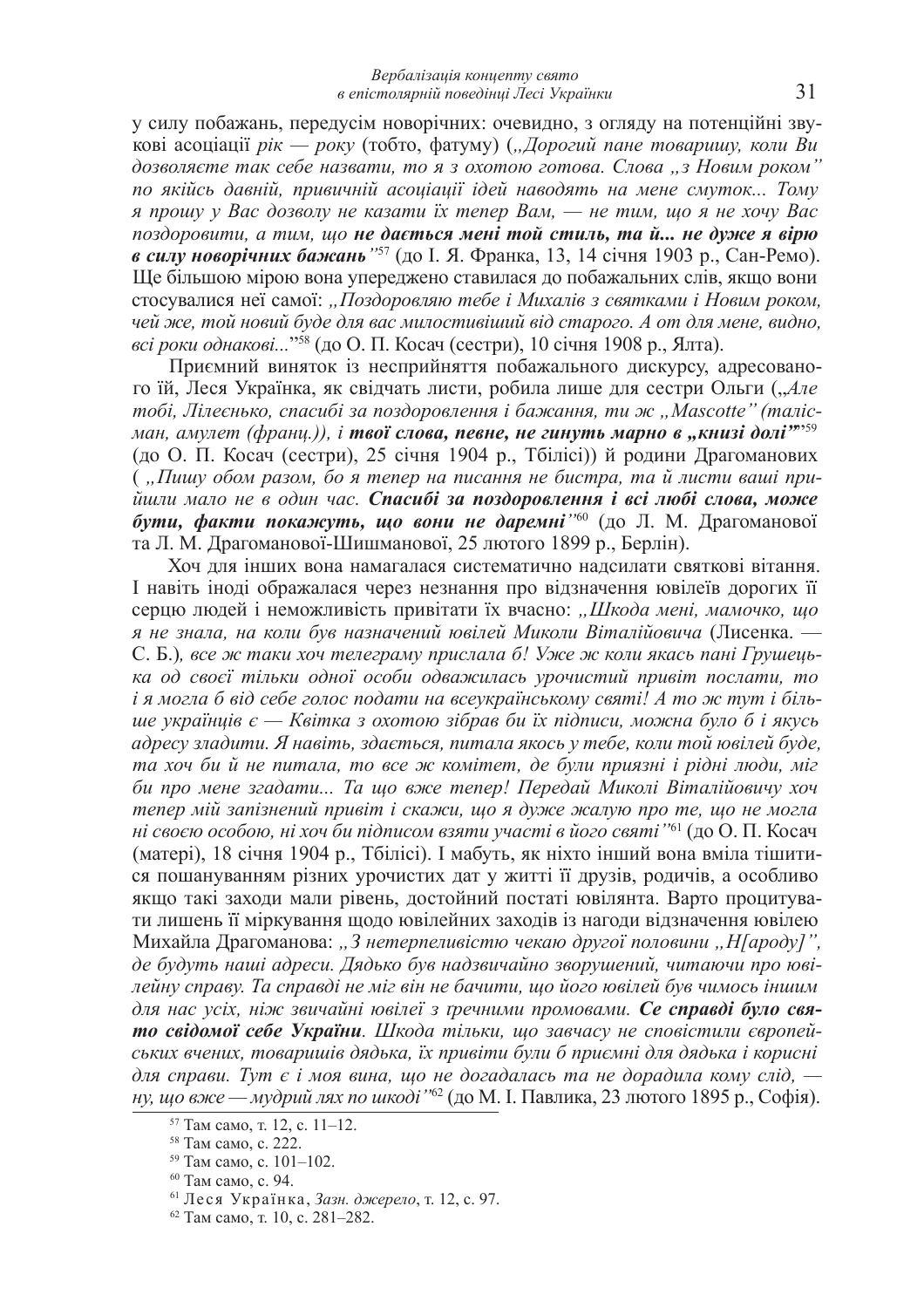у силу побажань, передусім новорічних: очевидно, з огляду на потенційні звукові асоціації *рік — року* (тобто, фатуму) („*Дорогий пане товаришу, коли Ви дозволяєте так себе назвати, то я з охотою готова. Слова „з Новим роком" по якійсь давній, привичній асоціації ідей наводять на мене смуток... Тому я прошу у Вас дозволу не казати їх тепер Вам, — не тим, що я не хочу Вас поздоровити, а тим, що* ***не дається мені той стиль, та й... не дуже я вірю в силу новорічних бажань***"[57] (до І. Я. Франка, 13, 14 січня 1903 р., Сан-Ремо). Ще більшою мірою вона упереджено ставилася до побажальних слів, якщо вони стосувалися неї самої: „*Поздоровляю тебе і Михалів з святками і Новим роком, чей же, той новий буде для вас милостивіший від старого. А от для мене, видно, всі роки однакові...*"[58] (до О. П. Косач (сестри), 10 січня 1908 р., Ялта).

Приємний виняток із несприйняття побажального дискурсу, адресованого їй, Леся Українка, як свідчать листи, робила лише для сестри Ольги („*Але тобі, Лілеєнько, спасибі за поздоровлення і бажання, ти ж „Mascotte" (талісман, амулет (франц.)), і* ***твої слова, певне, не гинуть марно в „книзі долі"***"[59] (до О. П. Косач (сестри), 25 січня 1904 р., Тбілісі)) й родини Драгоманових ( „*Пишу обом разом, бо я тепер на писання не бистра, та й листи ваші прийшли мало не в один час.* ***Спасибі за поздоровлення і всі любі слова, може бути, факти покажуть, що вони не даремні***"[60] (до Л. М. Драгоманової та Л. М. Драгоманової-Шишманової, 25 лютого 1899 р., Берлін).

Хоч для інших вона намагалася систематично надсилати святкові вітання. І навіть іноді ображалася через незнання про відзначення ювілеїв дорогих її серцю людей і неможливість привітати їх вчасно: „*Шкода мені, мамочко, що я не знала, на коли був назначений ювілей Миколи Віталійовича* (Лисенка. — С. Б.)*, все ж таки хоч телеграму прислала б! Уже ж коли якась пані Грушецька од своєї тільки одної особи одважилась урочистий привіт послати, то і я могла б від себе голос подати на всеукраїнському святі! А то ж тут і більше українців є — Квітка з охотою зібрав би їх підписи, можна було б і якусь адресу зладити. Я навіть, здається, питала якось у тебе, коли той ювілей буде, та хоч би й не питала, то все ж комітет, де були приязні і рідні люди, міг би про мене згадати... Та що вже тепер! Передай Миколі Віталійовичу хоч тепер мій запізнений привіт і скажи, що я дуже жалую про те, що не могла ні своєю особою, ні хоч би підписом взяти участі в його святі*"[61] (до О. П. Косач (матері), 18 січня 1904 р., Тбілісі). І мабуть, як ніхто інший вона вміла тішитися пошануванням різних урочистих дат у житті її друзів, родичів, а особливо якщо такі заходи мали рівень, достойний постаті ювілянта. Варто процитувати лишень її міркування щодо ювілейних заходів із нагоди відзначення ювілею Михайла Драгоманова: „*З нетерпеливістю чекаю другої половини „Н[ароду]", де будуть наші адреси. Дядько був надзвичайно зворушений, читаючи про ювілейну справу. Та справді не міг він не бачити, що його ювілей був чимось іншим для нас усіх, ніж звичайні ювілеї з ґречними промовами.* ***Се справді було свято свідомої себе України****. Шкода тільки, що завчасу не сповістили європейських вчених, товаришів дядька, їх привіти були б приємні для дядька і корисні для справи. Тут є і моя вина, що не догадалась та не дорадила кому слід, — ну, що вже — мудрий лях по шкоді*"[62] (до М. І. Павлика, 23 лютого 1895 р., Софія).

---

[57] Там само, т. 12, с. 11–12.

[58] Там само, с. 222.

[59] Там само, с. 101–102.

[60] Там само, с. 94.

[61] Леся Українка, *Зазн. джерело*, т. 12, с. 97.

[62] Там само, т. 10, с. 281–282.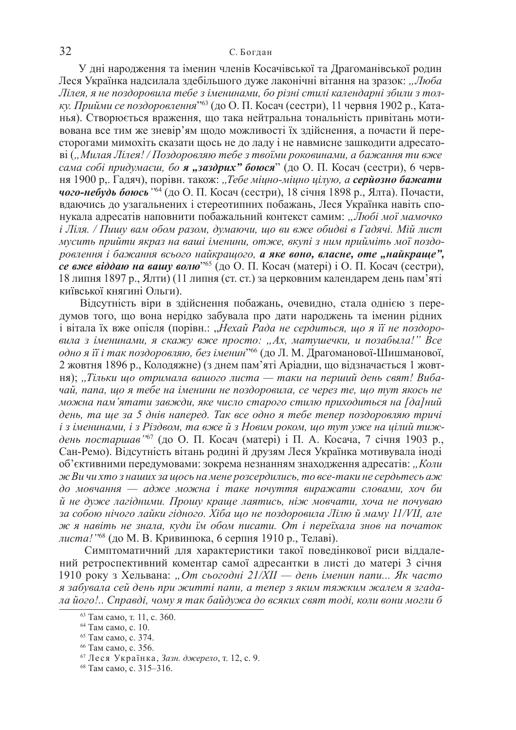У дні народження та іменин членів Косачівської та Драгоманівської родин Леся Українка надсилала здебільшого дуже лаконічні вітання на зразок: *„Люба Лілея, я не поздоровила тебе з іменинами, бо різні стилі календарні збили з толку. Прийми се поздоровлення*"[63] (до О. П. Косач (сестри), 11 червня 1902 р., Катанья). Створюється враження, що така нейтральна тональність привітань мотивована все тим же зневір'ям щодо можливості їх здійснення, а почасти й пересторогами мимохіть сказати щось не до ладу і не навмисне зашкодити адресатові (*„Милая Лілея! / Поздоровляю тебе з твоїми роковинами, а бажання ти вже сама собі придумаєш, бо* ***я „заздрих" боюся***" (до О. П. Косач (сестри), 6 червня 1900 р,. Гадяч), порівн. також: *„Тебе міцно-міцно цілую, а* ***серйозно бажати чого-небудь боюсь***"[64] (до О. П. Косач (сестри), 18 січня 1898 р., Ялта). Почасти, вдаючись до узагальнених і стереотипних побажань, Леся Українка навіть спонукала адресатів наповнити побажальний контекст самим: *„Любі мої мамочко і Ліля. / Пишу вам обом разом, думаючи, що ви вже обидві в Гадячі. Мій лист мусить прийти якраз на ваші іменини, отже, вкупі з ним прийміть мої поздоровлення і бажання всього найкращого,* ***а яке воно, власне, оте „найкраще", се вже віддаю на вашу волю***"[65] (до О. П. Косач (матері) і О. П. Косач (сестри), 18 липня 1897 р., Ялти) (11 липня (ст. ст.) за церковним календарем день пам'яті київської княгині Ольги).

Відсутність віри в здійснення побажань, очевидно, стала однією з передумов того, що вона нерідко забувала про дати народжень та іменин рідних і вітала їх вже опісля (порівн.: *„Нехай Рада не сердиться, що я її не поздоровила з іменинами, я скажу вже просто: „Ах, матушечки, и позабыла!" Все одно я її і так поздоровляю, без іменин*"[66] (до Л. М. Драгоманової-Шишманової, 2 жовтня 1896 р., Колодяжне) (з днем пам'яті Аріадни, що відзначається 1 жовтня); *„Тільки що отримала вашого листа — таки на перший день свят! Вибачай, папа, що я тебе на іменини не поздоровила, се через те, що тут якось не можна пам'ятати завжди, яке число старого стилю приходиться на [да]ний день, та ще за 5 днів наперед. Так все одно я тебе тепер поздоровляю тричі і з іменинами, і з Різдвом, та вже й з Новим роком, що тут уже на цілий тиждень постаршав*"[67] (до О. П. Косач (матері) і П. А. Косача, 7 січня 1903 р., Сан-Ремо). Відсутність вітань родині й друзям Леся Українка мотивувала іноді об'єктивними передумовами: зокрема незнанням знаходження адресатів: *„Коли ж Ви чи хто з наших за щось на мене розсердились, то все-таки не сердьтесь аж до мовчання — адже можна і таке почуття виражати словами, хоч би й не дуже лагідними. Прошу краще лаятись, ніж мовчати, хоча не почуваю за собою нічого лайки гідного. Хіба що не поздоровила Лілю й маму 11/VII, але ж я навіть не знала, куди їм обом писати. От і переїхала знов на початок листа!*"[68] (до М. В. Кривинюка, 6 серпня 1910 р., Телаві).

Симптоматичний для характеристики такої поведінкової риси віддалений ретроспективний коментар самої адресантки в листі до матері 3 січня 1910 року з Хельвана: *„От сьогодні 21/XII — день іменин папи... Як часто я забувала сей день при житті папи, а тепер з яким тяжким жалем я згадала його!.. Справді, чому я так байдужа до всяких свят тоді, коли вони могли б*

[63] Там само, т. 11, с. 360.

[64] Там само, с. 10.

[65] Там само, с. 374.

[66] Там само, с. 356.

[67] Леся Українка, *Зазн. джерело*, т. 12, с. 9.

[68] Там само, с. 315–316.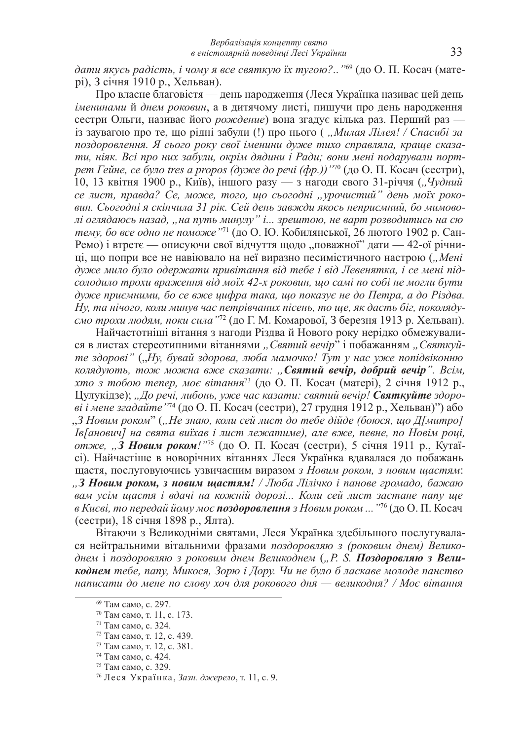*дати якусь радість, і чому я все святкую їх тугою?..*"[69] (до О. П. Косач (матері), 3 січня 1910 р., Хельван).

Про власне благовістя — день народження (Леся Українка називає цей день *іменинами* й *днем роковин*, а в дитячому листі, пишучи про день народження сестри Ольги, називає його *рождение*) вона згадує кілька раз. Перший раз — із заувагою про те, що рідні забули (!) про нього ( *„Милая Лілея! / Спасибі за поздоровлення. Я сього року свої іменини дуже тихо справляла, краще сказати, ніяк. Всі про них забули, окрім дядини і Ради; вони мені подарували портрет Гейне, се було tres a propos (дуже до речі (фр.))*"[70] (до О. П. Косач (сестри), 10, 13 квітня 1900 р., Київ), іншого разу — з нагоди свого 31-річчя (*„Чудний се лист, правда? Се, може, того, що сьогодні „урочистий" день моїх роковин. Сьогодні я скінчила 31 рік. Сей день завжди якось неприємний, бо мимоволі оглядаюсь назад, „на путь минулу" і... зрештою, не варт розводитись на сю тему, бо все одно не поможе*"[71] (до О. Ю. Кобилянської, 26 лютого 1902 р. Сан-Ремо) і втретє — описуючи свої відчуття щодо „поважної" дати — 42-ої річниці, що попри все не навіювало на неї виразно песимістичного настрою (*„Мені дуже мило було одержати привітання від тебе і від Левенятка, і се мені підсолодило трохи враження від моїх 42-х роковин, що самі по собі не могли бути дуже приємними, бо се вже цифра така, що показує не до Петра, а до Різдва. Ну, та нічого, коли минув час петрівчаних пісень, то ще, як дасть біг, поколядуємо трохи людям, поки сила*"[72] (до Г. М. Комарової, 3 березня 1913 р. Хельван).

Найчастотніші вітання з нагоди Різдва й Нового року нерідко обмежувалися в листах стереотипними вітаннями *„Святий вечір*" і побажанням *„Святкуйте здорові"* (*„Ну, бувай здорова, люба мамочко! Тут у нас уже попідвіконню колядують, тож можна вже сказати: „**Святий вечір, добрий вечір**". Всім, хто з тобою тепер, моє вітання*[73] (до О. П. Косач (матері), 2 січня 1912 р., Цулукідзе); *„До речі, либонь, уже час казати: святий вечір! **Святкуйте** здорові і мене згадайте*"[74] (до О. П. Косач (сестри), 27 грудня 1912 р., Хельван)") або *„З Новим роком*" (*„Не знаю, коли сей лист до тебе дійде (боюся, що Д[митро] Ів[анович] на свята виїхав і лист лежатиме), але вже, певне, по Новім році, отже, „**З Новим роком**!*"[75] (до О. П. Косач (сестри), 5 січня 1911 р., Кутаїсі). Найчастіше в новорічних вітаннях Леся Українка вдавалася до побажань щастя, послуговуючись узвичаєним виразом *з Новим роком, з новим щастям*: *„**З Новим роком, з новим щастям!** / Люба Лілічко і панове громадо, бажаю вам усім щастя і вдачі на кожній дорозі... Коли сей лист застане папу ще в Києві, то передай йому моє **поздоровлення** з Новим роком ...*"[76] (до О. П. Косач (сестри), 18 січня 1898 р., Ялта).

Вітаючи з Великодніми святами, Леся Українка здебільшого послугувалася нейтральними вітальними фразами *поздоровляю з (роковим днем) Великоднем* і *поздоровляю з роковим днем Великоднем* (*„P. S. **Поздоровляю з Великоднем** тебе, папу, Микося, Зорю і Дору. Чи не було б ласкаве молоде панство написати до мене по слову хоч для рокового дня — великодня? / Моє вітання*

---

[69] Там само, с. 297.

[70] Там само, т. 11, с. 173.

[71] Там само, с. 324.

[72] Там само, т. 12, с. 439.

[73] Там само, т. 12, с. 381.

[74] Там само, с. 424.

[75] Там само, с. 329.

[76] Леся Українка, *Зазн. джерело*, т. 11, с. 9.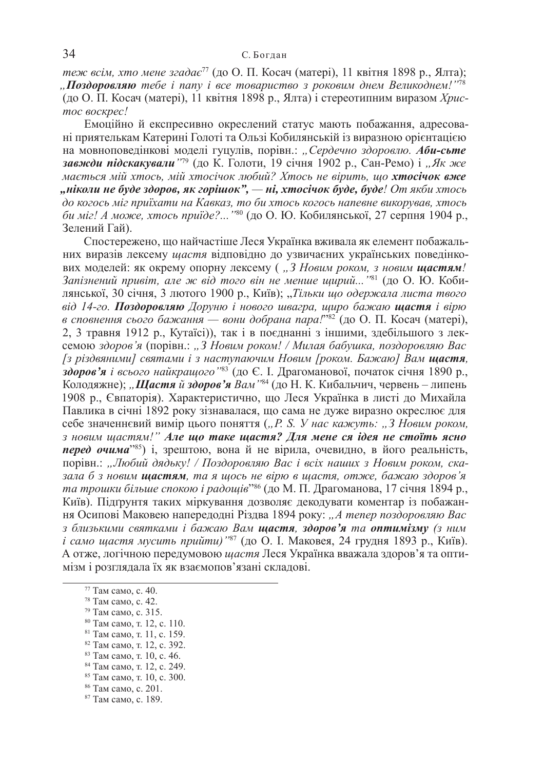*теж всім, хто мене згадає*[77] (до О. П. Косач (матері), 11 квітня 1898 р., Ялта); „***Поздоровляю*** *тебе і папу і все товариство з роковим днем Великоднем!*"[78] (до О. П. Косач (матері), 11 квітня 1898 р., Ялта) і стереотипним виразом *Христос воскрес!*

Емоційно й експресивно окреслений статус мають побажання, адресовані приятелькам Катерині Голоті та Ользі Кобилянській із виразною орієнтацією на мовноповедінкові моделі гуцулів, порівн.: „*Сердечно здоровлю.* ***Аби-сьте завжди підскакували***"[79] (до К. Голоти, 19 січня 1902 р., Сан-Ремо) і „*Як же мається мій хтось, мій хтосічок любий? Хтось не вірить, що* ***хтосічок вже „ніколи не буде здоров, як горішок", — ні, хтосічок буде, буде****! От якби хтось до когось міг приїхати на Кавказ, то би хтось когось напевне вилікував, хтось би міг! А може, хтось приїде?...*"[80] (до О. Ю. Кобилянської, 27 серпня 1904 р., Зелений Гай).

Спостережено, що найчастіше Леся Українка вживала як елемент побажальних виразів лексему *щастя* відповідно до узвичаєних українських поведінкових моделей: як окрему опорну лексему ( „*З Новим роком, з новим* ***щастям****! Запізнений привіт, але ж від того він не менше щирий...*"[81] (до О. Ю. Кобилянської, 30 січня, 3 лютого 1900 р., Київ); „*Тільки що одержала листа твого від 14-го.* ***Поздоровляю*** *Доруню і нового шваґра, щиро бажаю* ***щастя*** *і вірю в сповнення сього бажання — вони добрана пара!*"[82] (до О. П. Косач (матері), 2, 3 травня 1912 р., Кутаїсі)), так і в поєднанні з іншими, здебільшого з лексемою *здоров'я* (порівн.: „*З Новим роком! / Милая бабушка, поздоровляю Вас [з різдвяними] святами і з наступаючим Новим [роком. Бажаю] Вам* ***щастя, здоров'я*** *і всього найкращого*"[83] (до Є. І. Драгоманової, початок січня 1890 р., Колодяжне); „***Щастя*** *й* ***здоров'я*** *Вам*"[84] (до Н. К. Кибальчич, червень – липень 1908 р., Євпаторія). Характеристично, що Леся Українка в листі до Михайла Павлика в січні 1892 року зізнавалася, що сама не дуже виразно окреслює для себе значеннєвий вимір цього поняття („*P. S. У нас кажуть: „З Новим роком, з новим щастям!"* ***Але що таке щастя? Для мене ся ідея не стоїть ясно перед очима***"[85]) і, зрештою, вона й не вірила, очевидно, в його реальність, порівн.: „*Любий дядьку! / Поздоровляю Вас і всіх наших з Новим роком, сказала б з новим* ***щастям****, та я щось не вірю в щастя, отже, бажаю здоров'я та трошки більше спокою і радощів*"[86] (до М. П. Драгоманова, 17 січня 1894 р., Київ). Підґрунтя таких міркувань дозволяє декодувати коментар із побажання Осипові Маковею напередодні Різдва 1894 року: „*А тепер поздоровляю Вас з близькими святками і бажаю Вам* ***щастя, здоров'я*** *та* ***оптимізму*** *(з ним і само щастя мусить прийти)*"[87] (до О. І. Маковея, 24 грудня 1893 р., Київ). А отже, логічною передумовою *щастя* Леся Українка вважала здоров'я та оптимізм і розглядала їх як взаємопов'язані складові.

---

[77] Там само, с. 40.

[78] Там само, с. 42.

[79] Там само, с. 315.

[80] Там само, т. 12, с. 110.

[81] Там само, т. 11, с. 159.

[82] Там само, т. 12, с. 392.

[83] Там само, т. 10, с. 46.

[84] Там само, т. 12, с. 249.

[85] Там само, т. 10, с. 300.

[86] Там само, с. 201.

[87] Там само, с. 189.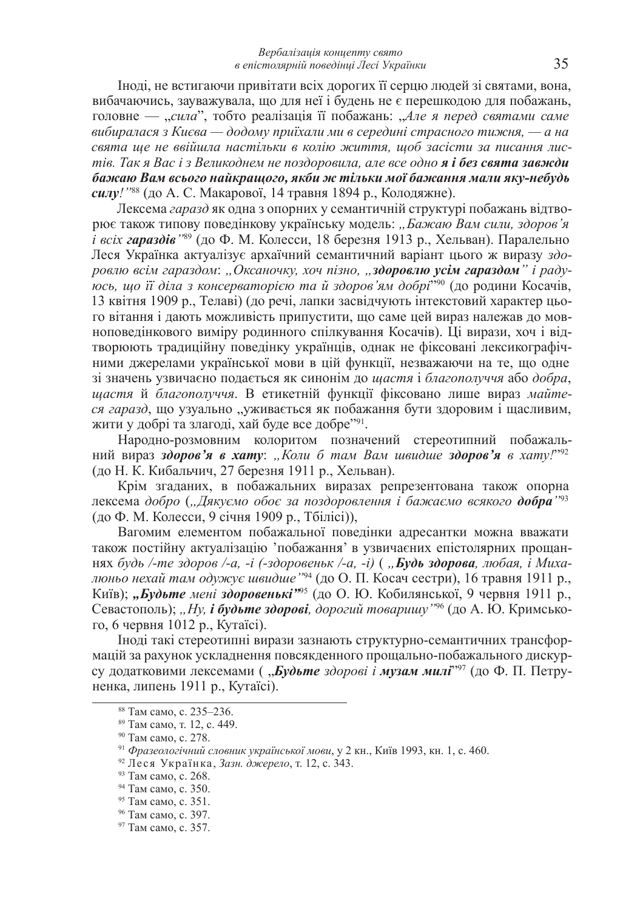Іноді, не встигаючи привітати всіх дорогих її серцю людей зі святами, вона, вибачаючись, зауважувала, що для неї і будень не є перешкодою для побажань, головне — „*сила*", тобто реалізація її побажань: „*Але я перед святами саме вибиралася з Києва — додому приїхали ми в середині страсного тижня, — а на свята ще не ввійшла настільки в колію життя, щоб засісти за писання листів. Так я Вас і з Великоднем не поздоровила, але все одно* ***я і без свята завжди бажаю Вам всього найкращого, якби ж тільки мої бажання мали яку-небудь силу****!"*[88] (до А. С. Макарової, 14 травня 1894 р., Колодяжне).

Лексема *гаразд* як одна з опорних у семантичній структурі побажань відтворює також типову поведінкову українську модель: *„Бажаю Вам сили, здоров'я і всіх* ***гараздів****"*[89] (до Ф. М. Колесси, 18 березня 1913 р., Хельван). Паралельно Леся Українка актуалізує архаїчний семантичний варіант цього ж виразу *здоровлю всім гараздом*: *„Оксаночку, хоч пізно, „****здоровлю усім гараздом****" і радуюсь, що її діла з консерваторією та й здоров'ям добрі*"[90] (до родини Косачів, 13 квітня 1909 р., Телаві) (до речі, лапки засвідчують інтекстовий характер цього вітання і дають можливість припустити, що саме цей вираз належав до мовноповедінкового виміру родинного спілкування Косачів). Ці вирази, хоч і відтворюють традиційну поведінку українців, однак не фіксовані лексикографічними джерелами української мови в цій функції, незважаючи на те, що одне зі значень узвичаєно подається як синонім до *щастя* і *благополуччя* або *добра*, *щастя* й *благополуччя*. В етикетній функції фіксовано лише вираз *майтеся гаразд*, що узуально „уживається як побажання бути здоровим і щасливим, жити у добрі та злагоді, хай буде все добре"[91].

Народно-розмовним колоритом позначений стереотипний побажальний вираз ***здоров'я в хату***: *„Коли б там Вам швидше* ***здоров'я*** *в хату!*"[92] (до Н. К. Кибальчич, 27 березня 1911 р., Хельван).

Крім згаданих, в побажальних виразах репрезентована також опорна лексема *добро* (*„Дякуємо обоє за поздоровлення і бажаємо всякого* ***добра****"*[93] (до Ф. М. Колесси, 9 січня 1909 р., Тбілісі)),

Вагомим елементом побажальної поведінки адресантки можна вважати також постійну актуалізацію 'побажання' в узвичаєних епістолярних прощаннях *будь /-те здоров /-а, -і (-здоровеньк /-а, -і)* ( *„****Будь здорова****, любая, і Михалюньо нехай там одужує швидше"*[94] (до О. П. Косач сестри), 16 травня 1911 р., Київ); ***„Будьте*** *мені* ***здоровенькі"***[95] (до О. Ю. Кобилянської, 9 червня 1911 р., Севастополь); *„Ну,* ***і будьте здорові****, дорогий товаришу"*[96] (до А. Ю. Кримського, 6 червня 1012 р., Кутаїсі).

Іноді такі стереотипні вирази зазнають структурно-семантичних трансформацій за рахунок ускладнення повсякденного прощально-побажального дискурсу додатковими лексемами ( „***Будьте*** *здорові і* ***музам милі***"[97] (до Ф. П. Петруненка, липень 1911 р., Кутаїсі).

---

[88] Там само, с. 235–236.

[89] Там само, т. 12, с. 449.

[90] Там само, с. 278.

[91] *Фразеологічний словник української мови*, у 2 кн., Київ 1993, кн. 1, с. 460.

[92] Леся Українка, *Зазн. джерело*, т. 12, с. 343.

[93] Там само, с. 268.

[94] Там само, с. 350.

[95] Там само, с. 351.

[96] Там само, с. 397.

[97] Там само, с. 357.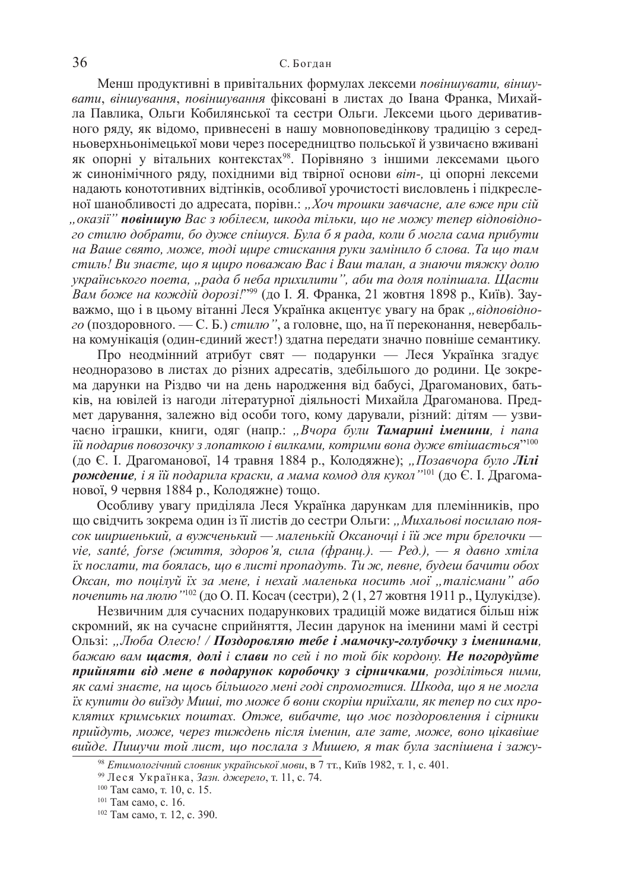Менш продуктивні в привітальних формулах лексеми *повіншувати, віншувати*, *віншування*, *повіншування* фіксовані в листах до Івана Франка, Михайла Павлика, Ольги Кобилянської та сестри Ольги. Лексеми цього деривативного ряду, як відомо, привнесені в нашу мовноповедінкову традицію з середньоверхньонімецької мови через посередництво польської й узвичаєно вживані як опорні у вітальних контекстах[98]. Порівняно з іншими лексемами цього ж синонімічного ряду, похідними від твірної основи *віт-*, ці опорні лексеми надають конототивних відтінків, особливої урочистості висловлень і підкресленої шанобливості до адресата, порівн.: *„Хоч трошки завчасне, але вже при сій „оказії"* ***повіншую*** *Вас з юбілеєм, шкода тільки, що не можу тепер відповідного стилю добрати, бо дуже спішуся. Була б я рада, коли б могла сама прибути на Ваше свято, може, тоді щире стискання руки замінило б слова. Та що там стиль! Ви знаєте, що я щиро поважаю Вас і Ваш талан, а знаючи тяжку долю українського поета, „рада б неба прихилити", аби та доля поліпшала. Щасти Вам боже на кождій дорозі!"*[99] (до І. Я. Франка, 21 жовтня 1898 р., Київ). Зауважмо, що і в цьому вітанні Леся Українка акцентує увагу на брак *„відповідного* (поздоровного. — С. Б.) *стилю"*, а головне, що, на її переконання, невербальна комунікація (один-єдиний жест!) здатна передати значно повніше семантику.

Про неодмінний атрибут свят — подарунки — Леся Українка згадує неодноразово в листах до різних адресатів, здебільшого до родини. Це зокрема дарунки на Різдво чи на день народження від бабусі, Драгоманових, батьків, на ювілей із нагоди літературної діяльності Михайла Драгоманова. Предмет дарування, залежно від особи того, кому дарували, різний: дітям — узвичаєно іграшки, книги, одяг (напр.: *„Вчора були* ***Тамарині іменини****, і папа їй подарив повозочку з лопаткою і вилками, котрими вона дуже втішається"*[100] (до Є. І. Драгоманової, 14 травня 1884 р., Колодяжне); *„Позавчора було* ***Лілі рождение****, і я їй подарила краски, а мама комод для кукол"*[101] (до Є. І. Драгоманової, 9 червня 1884 р., Колодяжне) тощо.

Особливу увагу приділяла Леся Українка дарункам для племінників, про що свідчить зокрема один із її листів до сестри Ольги: *„Михальові посилаю поясок ширшенький, а вужченький — маленькій Оксаночці і їй же три брелочки — vie, santé, forse (життя, здоров'я, сила (франц.). — Ред.), — я давно хтіла їх послати, та боялась, що в листі пропадуть. Ти ж, певне, будеш бачити обох Оксан, то поцілуй їх за мене, і нехай маленька носить мої „талісмани" або почепить на люлю"*[102] (до О. П. Косач (сестри), 2 (1, 27 жовтня 1911 р., Цулукідзе).

Незвичним для сучасних подарункових традицій може видатися більш ніж скромний, як на сучасне сприйняття, Лесин дарунок на іменини мамі й сестрі Ользі: *„Люба Олесю! /* ***Поздоровляю тебе і мамочку-голубочку з іменинами****, бажаю вам* ***щастя****,* ***долі*** *і* ***слави*** *по сей і по той бік кордону.* ***Не погордуйте прийняти від мене в подарунок коробочку з сірничками****, розділіться ними, як самі знаєте, на щось більшого мені годі спромогтися. Шкода, що я не могла їх купити до виїзду Миші, то може б вони скоріш приїхали, як тепер по сих проклятих кримських поштах. Отже, вибачте, що моє поздоровлення і сірники прийдуть, може, через тиждень після іменин, але зате, може, воно цікавіше вийде. Пишучи той лист, що послала з Мишею, я так була заспішена і зажу-*

---

[98] *Етимологічний словник української мови*, в 7 тт., Київ 1982, т. 1, с. 401.

[99] Леся Українка, *Зазн. джерело*, т. 11, с. 74.

[100] Там само, т. 10, с. 15.

[101] Там само, с. 16.

[102] Там само, т. 12, с. 390.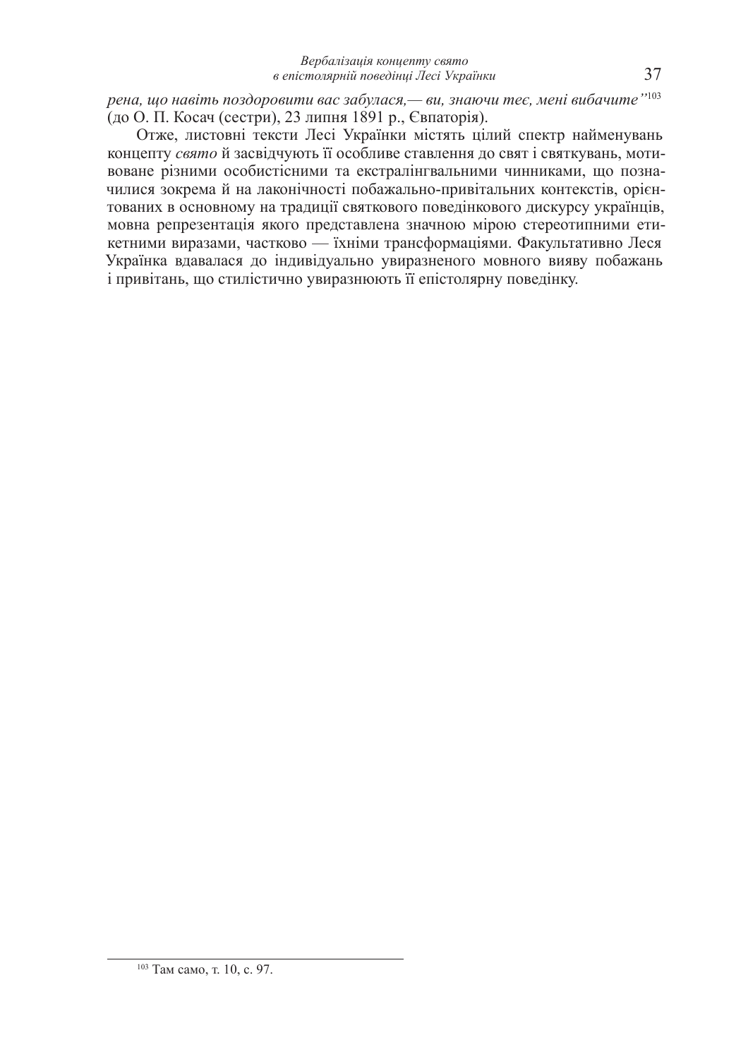*рена, що навіть поздоровити вас забулася,— ви, знаючи теє, мені вибачите"*[103] (до О. П. Косач (сестри), 23 липня 1891 р., Євпаторія).

Отже, листовні тексти Лесі Українки містять цілий спектр найменувань концепту *свято* й засвідчують її особливе ставлення до свят і святкувань, мотивоване різними особистісними та екстралінгвальними чинниками, що позначилися зокрема й на лаконічності побажально-привітальних контекстів, орієнтованих в основному на традиції святкового поведінкового дискурсу українців, мовна репрезентація якого представлена значною мірою стереотипними етикетними виразами, частково — їхніми трансформаціями. Факультативно Леся Українка вдавалася до індивідуально увиразненого мовного вияву побажань і привітань, що стилістично увиразнюють її епістолярну поведінку.

---

[103] Там само, т. 10, с. 97.